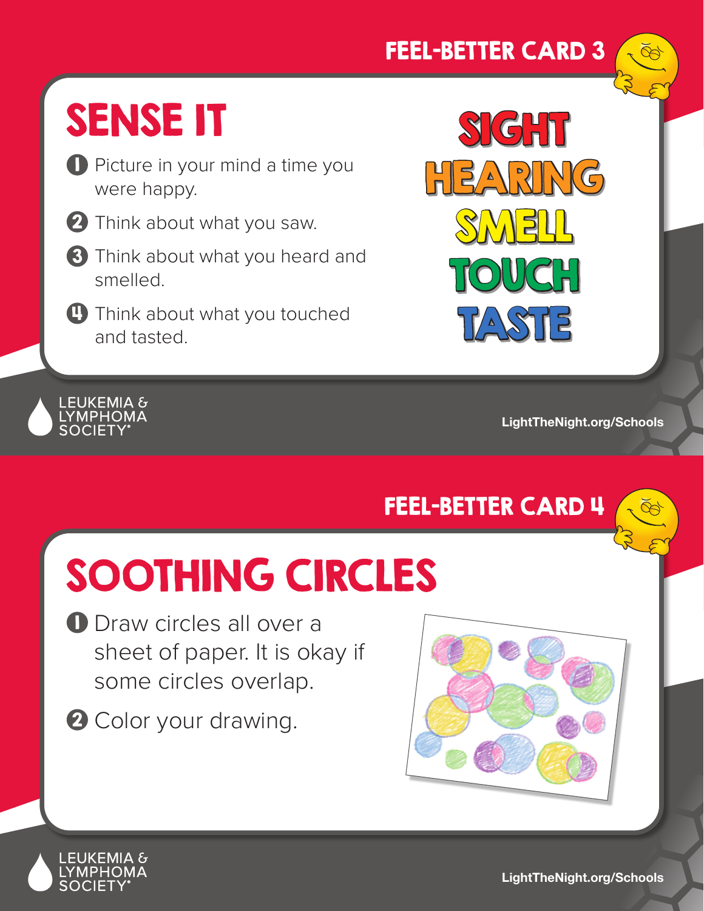FEEL-BETTER CARD 3

# SENSE IT

1. Picture in your mind a time you were happy.
2. Think about what you saw.
3. Think about what you heard and smelled.
4. Think about what you touched and tasted.

SIGHT
HEARING
SMELL
TOUCH
TASTE

LEUKEMIA & LYMPHOMA SOCIETY®

LightTheNight.org/Schools

FEEL-BETTER CARD 4

# SOOTHING CIRCLES

1. Draw circles all over a sheet of paper. It is okay if some circles overlap.
2. Color your drawing.

LEUKEMIA & LYMPHOMA SOCIETY®

LightTheNight.org/Schools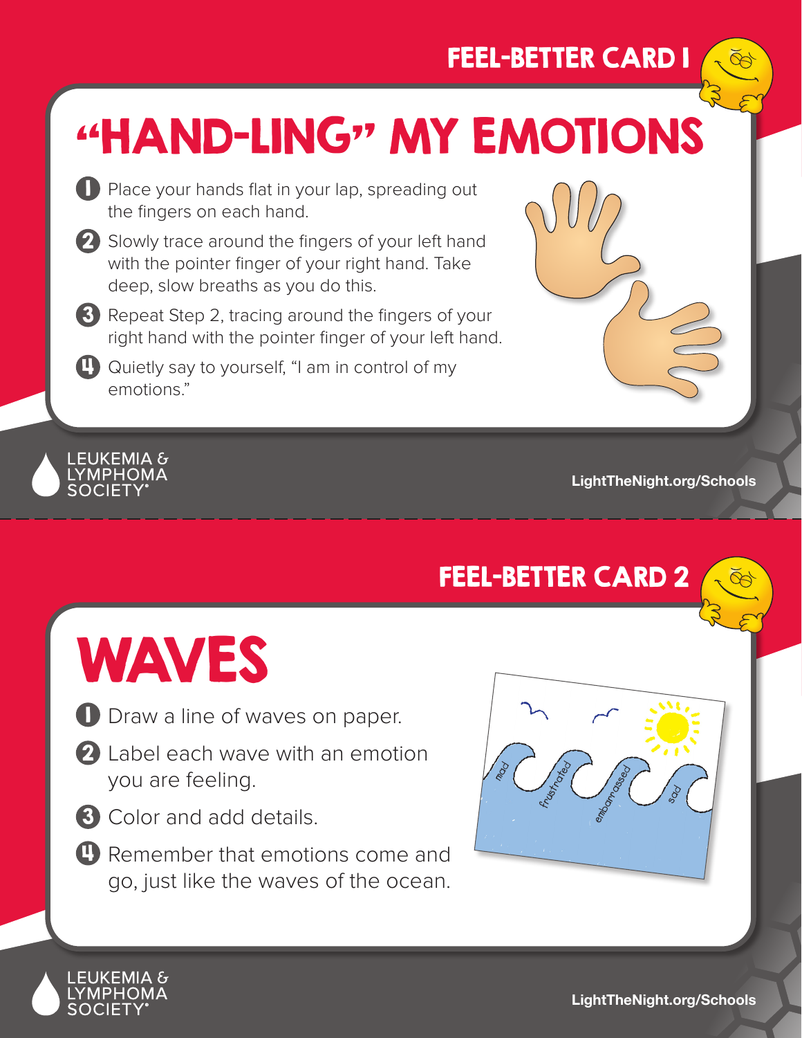## FEEL-BETTER CARD 1

# "HAND-LING" MY EMOTIONS

1. Place your hands flat in your lap, spreading out the fingers on each hand.
2. Slowly trace around the fingers of your left hand with the pointer finger of your right hand. Take deep, slow breaths as you do this.
3. Repeat Step 2, tracing around the fingers of your right hand with the pointer finger of your left hand.
4. Quietly say to yourself, "I am in control of my emotions."

LEUKEMIA & LYMPHOMA SOCIETY®

LightTheNight.org/Schools

---

## FEEL-BETTER CARD 2

# WAVES

1. Draw a line of waves on paper.
2. Label each wave with an emotion you are feeling.
3. Color and add details.
4. Remember that emotions come and go, just like the waves of the ocean.

mad
frustrated
embarrassed
sad

LEUKEMIA & LYMPHOMA SOCIETY®

LightTheNight.org/Schools